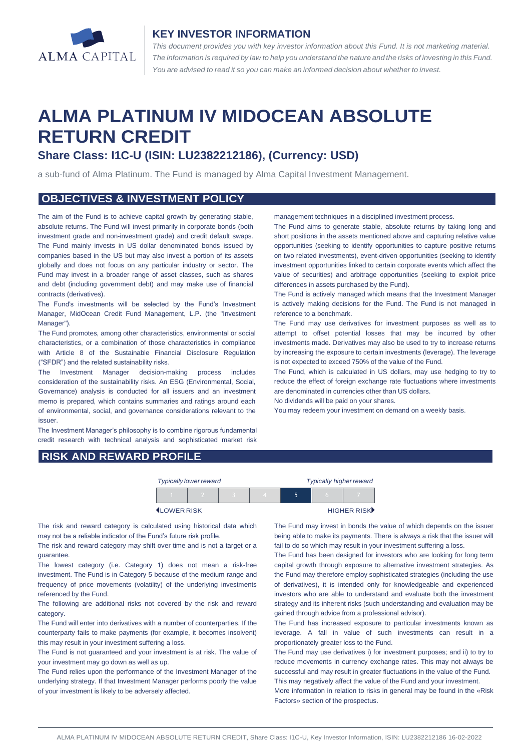## KEY INVESTOR INFORMATION

*This document provides you with key investor information about this Fund. It is not marketing material. The information is required by law to help you understand the nature and the risks of investing in this Fund. You are advised to read it so you can make an informed decision about whether to invest.*

# ALMA PLATINUM IV MIDOCEAN ABSOLUTE RETURN CREDIT

### Share Class: I1C-U (ISIN: LU2382212186), (Currency: USD)

a sub-fund of Alma Platinum. The Fund is managed by Alma Capital Investment Management.

## OBJECTIVES & INVESTMENT POLICY

The aim of the Fund is to achieve capital growth by generating stable, absolute returns. The Fund will invest primarily in corporate bonds (both investment grade and non-investment grade) and credit default swaps. The Fund mainly invests in US dollar denominated bonds issued by companies based in the US but may also invest a portion of its assets globally and does not focus on any particular industry or sector. The Fund may invest in a broader range of asset classes, such as shares and debt (including government debt) and may make use of financial contracts (derivatives).

The Fund's investments will be selected by the Fund's Investment Manager, MidOcean Credit Fund Management, L.P. (the "Investment Manager").

The Fund promotes, among other characteristics, environmental or social characteristics, or a combination of those characteristics in compliance with Article 8 of the Sustainable Financial Disclosure Regulation ("SFDR") and the related sustainability risks.

The Investment Manager decision-making process includes consideration of the sustainability risks. An ESG (Environmental, Social, Governance) analysis is conducted for all issuers and an investment memo is prepared, which contains summaries and ratings around each of environmental, social, and governance considerations relevant to the issuer.

The Investment Manager's philosophy is to combine rigorous fundamental credit research with technical analysis and sophisticated market risk management techniques in a disciplined investment process.

The Fund aims to generate stable, absolute returns by taking long and short positions in the assets mentioned above and capturing relative value opportunities (seeking to identify opportunities to capture positive returns on two related investments), event-driven opportunities (seeking to identify investment opportunities linked to certain corporate events which affect the value of securities) and arbitrage opportunities (seeking to exploit price differences in assets purchased by the Fund).

The Fund is actively managed which means that the Investment Manager is actively making decisions for the Fund. The Fund is not managed in reference to a benchmark.

The Fund may use derivatives for investment purposes as well as to attempt to offset potential losses that may be incurred by other investments made. Derivatives may also be used to try to increase returns by increasing the exposure to certain investments (leverage). The leverage is not expected to exceed 750% of the value of the Fund.

The Fund, which is calculated in US dollars, may use hedging to try to reduce the effect of foreign exchange rate fluctuations where investments are denominated in currencies other than US dollars.

No dividends will be paid on your shares.

You may redeem your investment on demand on a weekly basis.

## RISK AND REWARD PROFILE

| *Typically lower reward* | | | | | | *Typically higher reward* |
|---|---|---|---|---|---|---|
| 1 | 2 | 3 | 4 | **5** | 6 | 7 |
| LOWER RISK | | | | | | HIGHER RISK |

The risk and reward category is calculated using historical data which may not be a reliable indicator of the Fund's future risk profile.

The risk and reward category may shift over time and is not a target or a guarantee.

The lowest category (i.e. Category 1) does not mean a risk-free investment. The Fund is in Category 5 because of the medium range and frequency of price movements (volatility) of the underlying investments referenced by the Fund.

The following are additional risks not covered by the risk and reward category.

The Fund will enter into derivatives with a number of counterparties. If the counterparty fails to make payments (for example, it becomes insolvent) this may result in your investment suffering a loss.

The Fund is not guaranteed and your investment is at risk. The value of your investment may go down as well as up.

The Fund relies upon the performance of the Investment Manager of the underlying strategy. If that Investment Manager performs poorly the value of your investment is likely to be adversely affected.

The Fund may invest in bonds the value of which depends on the issuer being able to make its payments. There is always a risk that the issuer will fail to do so which may result in your investment suffering a loss.

The Fund has been designed for investors who are looking for long term capital growth through exposure to alternative investment strategies. As the Fund may therefore employ sophisticated strategies (including the use of derivatives), it is intended only for knowledgeable and experienced investors who are able to understand and evaluate both the investment strategy and its inherent risks (such understanding and evaluation may be gained through advice from a professional advisor).

The Fund has increased exposure to particular investments known as leverage. A fall in value of such investments can result in a proportionately greater loss to the Fund.

The Fund may use derivatives i) for investment purposes; and ii) to try to reduce movements in currency exchange rates. This may not always be successful and may result in greater fluctuations in the value of the Fund. This may negatively affect the value of the Fund and your investment.

More information in relation to risks in general may be found in the «Risk Factors» section of the prospectus.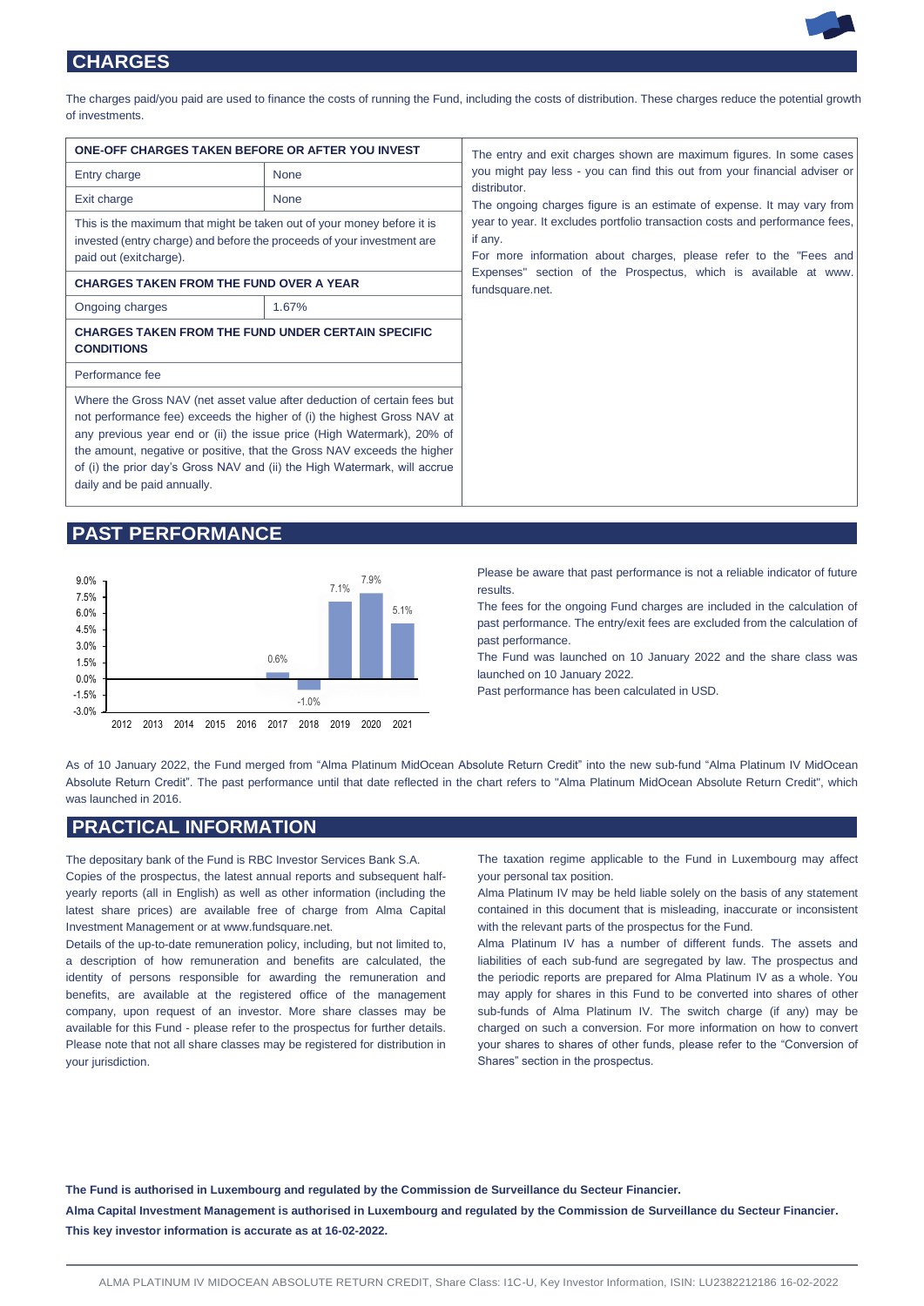## CHARGES

The charges paid/you paid are used to finance the costs of running the Fund, including the costs of distribution. These charges reduce the potential growth of investments.

| ONE-OFF CHARGES TAKEN BEFORE OR AFTER YOU INVEST | |
|---|---|
| Entry charge | None |
| Exit charge | None |
| This is the maximum that might be taken out of your money before it is invested (entry charge) and before the proceeds of your investment are paid out (exitcharge). | |
| **CHARGES TAKEN FROM THE FUND OVER A YEAR** | |
| Ongoing charges | 1.67% |
| **CHARGES TAKEN FROM THE FUND UNDER CERTAIN SPECIFIC CONDITIONS** | |
| Performance fee | |
| Where the Gross NAV (net asset value after deduction of certain fees but not performance fee) exceeds the higher of (i) the highest Gross NAV at any previous year end or (ii) the issue price (High Watermark), 20% of the amount, negative or positive, that the Gross NAV exceeds the higher of (i) the prior day's Gross NAV and (ii) the High Watermark, will accrue daily and be paid annually. | |

The entry and exit charges shown are maximum figures. In some cases you might pay less - you can find this out from your financial adviser or distributor.

The ongoing charges figure is an estimate of expense. It may vary from year to year. It excludes portfolio transaction costs and performance fees, if any.

For more information about charges, please refer to the "Fees and Expenses" section of the Prospectus, which is available at www.fundsquare.net.

## PAST PERFORMANCE

9.0%
7.5%
6.0%
4.5%
3.0%
1.5%
0.0%
-1.5%
-3.0%

0.6%
-1.0%
7.1%
7.9%
5.1%

2012 2013 2014 2015 2016 2017 2018 2019 2020 2021

Please be aware that past performance is not a reliable indicator of future results.

The fees for the ongoing Fund charges are included in the calculation of past performance. The entry/exit fees are excluded from the calculation of past performance.

The Fund was launched on 10 January 2022 and the share class was launched on 10 January 2022.

Past performance has been calculated in USD.

As of 10 January 2022, the Fund merged from "Alma Platinum MidOcean Absolute Return Credit" into the new sub-fund "Alma Platinum IV MidOcean Absolute Return Credit". The past performance until that date reflected in the chart refers to "Alma Platinum MidOcean Absolute Return Credit", which was launched in 2016.

## PRACTICAL INFORMATION

The depositary bank of the Fund is RBC Investor Services Bank S.A.

Copies of the prospectus, the latest annual reports and subsequent half-yearly reports (all in English) as well as other information (including the latest share prices) are available free of charge from Alma Capital Investment Management or at www.fundsquare.net.

Details of the up-to-date remuneration policy, including, but not limited to, a description of how remuneration and benefits are calculated, the identity of persons responsible for awarding the remuneration and benefits, are available at the registered office of the management company, upon request of an investor. More share classes may be available for this Fund - please refer to the prospectus for further details. Please note that not all share classes may be registered for distribution in your jurisdiction.

The taxation regime applicable to the Fund in Luxembourg may affect your personal tax position.

Alma Platinum IV may be held liable solely on the basis of any statement contained in this document that is misleading, inaccurate or inconsistent with the relevant parts of the prospectus for the Fund.

Alma Platinum IV has a number of different funds. The assets and liabilities of each sub-fund are segregated by law. The prospectus and the periodic reports are prepared for Alma Platinum IV as a whole. You may apply for shares in this Fund to be converted into shares of other sub-funds of Alma Platinum IV. The switch charge (if any) may be charged on such a conversion. For more information on how to convert your shares to shares of other funds, please refer to the "Conversion of Shares" section in the prospectus.

**The Fund is authorised in Luxembourg and regulated by the Commission de Surveillance du Secteur Financier.**

**Alma Capital Investment Management is authorised in Luxembourg and regulated by the Commission de Surveillance du Secteur Financier.**

**This key investor information is accurate as at 16-02-2022.**